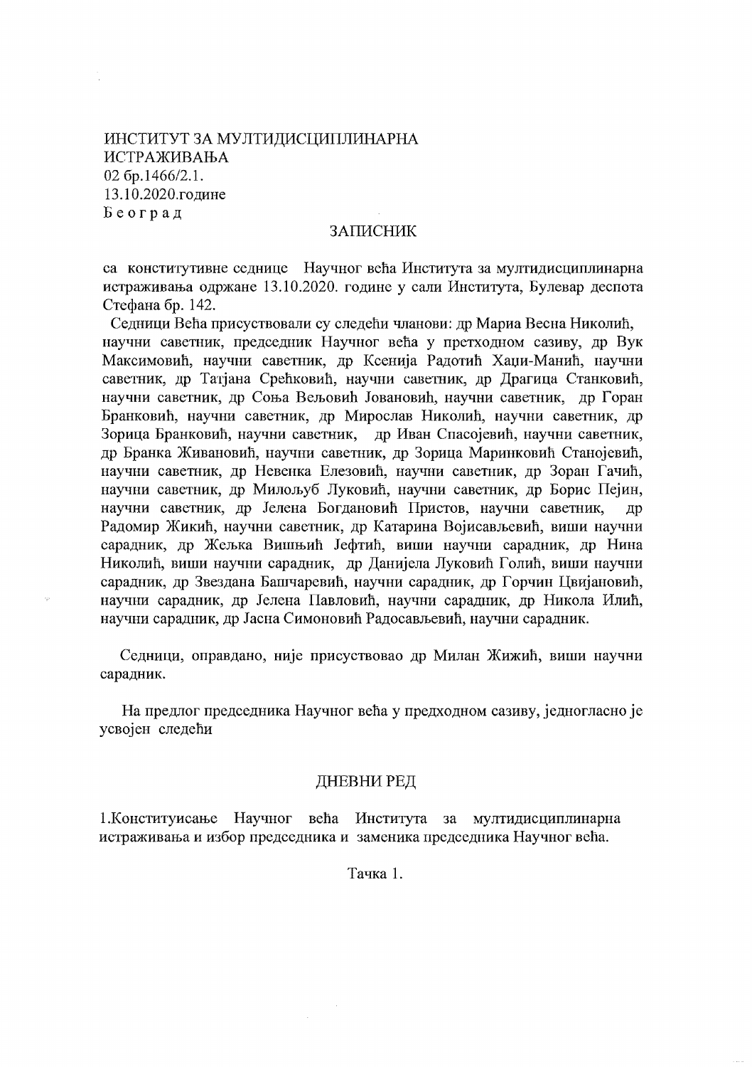ИНСТИТУТ ЗА МУЛТИДИСЦИПЛИНАРНА
ИСТРАЖИВАЊА
02 бр.1466/2.1.
13.10.2020.године
Б е о г р а д

## ЗАПИСНИК

са конститутивне седнице Научног већа Института за мултидисциплинарна истраживања одржане 13.10.2020. године у сали Института, Булевар деспота Стефана бр. 142.

Седници Већа присуствовали су следећи чланови: др Мариа Весна Николић, научни саветник, председник Научног већа у претходном сазиву, др Вук Максимовић, научни саветник, др Ксенија Радотић Хаџи-Манић, научни саветник, др Татјана Срећковић, научни саветник, др Драгица Станковић, научни саветник, др Соња Вељовић Јовановић, научни саветник, др Горан Бранковић, научни саветник, др Мирослав Николић, научни саветник, др Зорица Бранковић, научни саветник, др Иван Спасојевић, научни саветник, др Бранка Живановић, научни саветник, др Зорица Маринковић Станојевић, научни саветник, др Невенка Елезовић, научни саветник, др Зоран Гачић, научни саветник, др Милољуб Луковић, научни саветник, др Борис Пејин, научни саветник, др Јелена Богдановић Пристов, научни саветник, др Радомир Жикић, научни саветник, др Катарина Војисављевић, виши научни сарадник, др Жељка Вишњић Јефтић, виши научни сарадник, др Нина Николић, виши научни сарадник, др Данијела Луковић Голић, виши научни сарадник, др Звездана Башчаревић, научни сарадник, др Горчин Цвијановић, научни сарадник, др Јелена Павловић, научни сарадник, др Никола Илић, научни сарадник, др Јасна Симоновић Радосављевић, научни сарадник.

Седници, оправдано, није присуствовао др Милан Жижић, виши научни сарадник.

На предлог председника Научног већа у предходном сазиву, једногласно је усвојен следећи

## ДНЕВНИ РЕД

1.Конституисање Научног већа Института за мултидисциплинарна истраживања и избор председника и заменика председника Научног већа.

Тачка 1.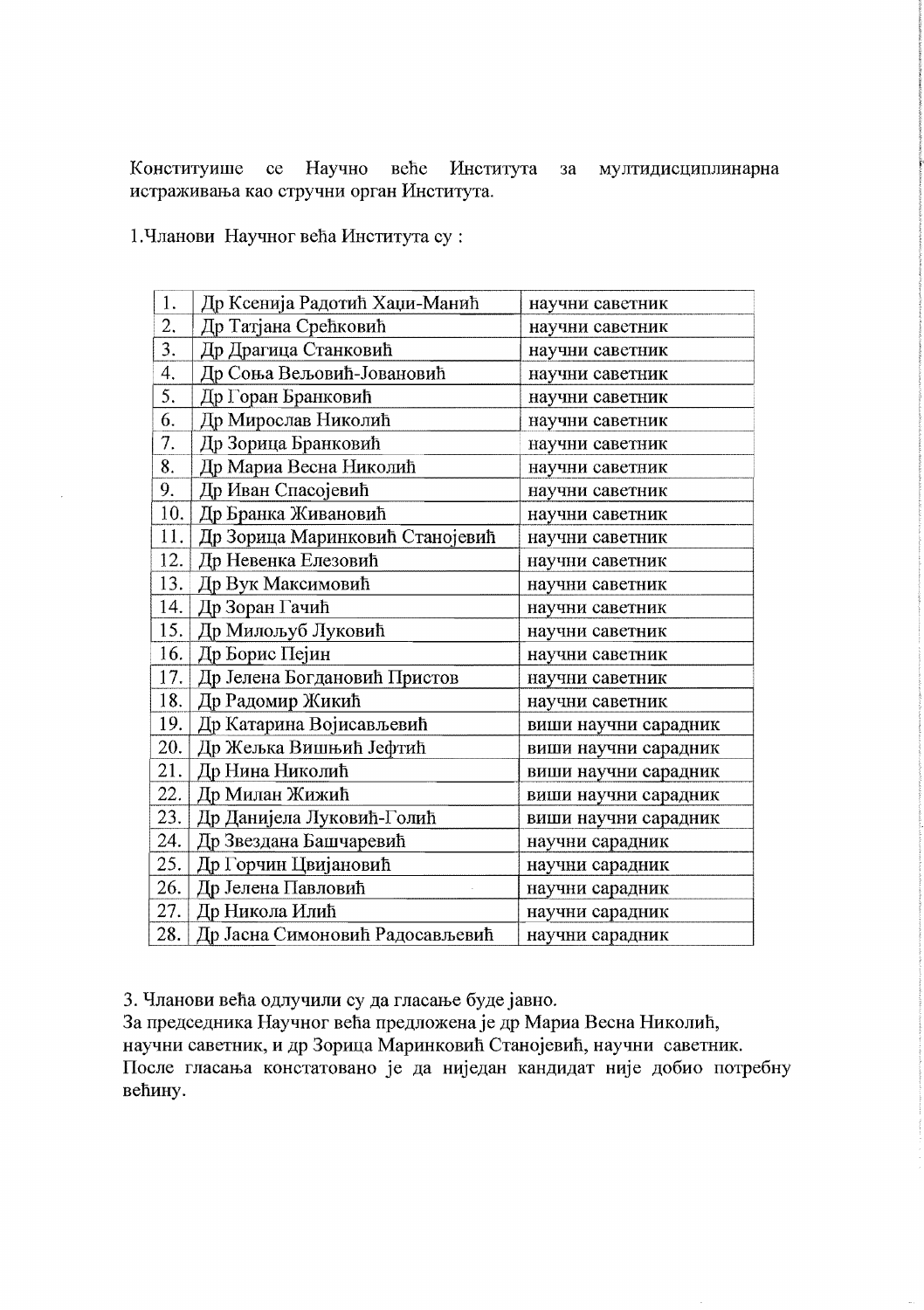Конституише се Научно веће Института за мултидисциплинарна истраживања као стручни орган Института.

1.Чланови Научног већа Института су :

| | | |
|---|---|---|
| 1. | Др Ксенија Радотић Хаџи-Манић | научни саветник |
| 2. | Др Татјана Срећковић | научни саветник |
| 3. | Др Драгица Станковић | научни саветник |
| 4. | Др Соња Вељовић-Јовановић | научни саветник |
| 5. | Др Горан Бранковић | научни саветник |
| 6. | Др Мирослав Николић | научни саветник |
| 7. | Др Зорица Бранковић | научни саветник |
| 8. | Др Мариа Весна Николић | научни саветник |
| 9. | Др Иван Спасојевић | научни саветник |
| 10. | Др Бранка Живановић | научни саветник |
| 11. | Др Зорица Маринковић Станојевић | научни саветник |
| 12. | Др Невенка Елезовић | научни саветник |
| 13. | Др Вук Максимовић | научни саветник |
| 14. | Др Зоран Гачић | научни саветник |
| 15. | Др Милољуб Луковић | научни саветник |
| 16. | Др Борис Пејин | научни саветник |
| 17. | Др Јелена Богдановић Пристов | научни саветник |
| 18. | Др Радомир Жикић | научни саветник |
| 19. | Др Катарина Војисављевић | виши научни сарадник |
| 20. | Др Жељка Вишњић Јефтић | виши научни сарадник |
| 21. | Др Нина Николић | виши научни сарадник |
| 22. | Др Милан Жижић | виши научни сарадник |
| 23. | Др Данијела Луковић-Голић | виши научни сарадник |
| 24. | Др Звездана Башчаревић | научни сарадник |
| 25. | Др Горчин Цвијановић | научни сарадник |
| 26. | Др Јелена Павловић | научни сарадник |
| 27. | Др Никола Илић | научни сарадник |
| 28. | Др Јасна Симоновић Радосављевић | научни сарадник |

3. Чланови већа одлучили су да гласање буде јавно.
За председника Научног већа предложена је др Мариа Весна Николић, научни саветник, и др Зорица Маринковић Станојевић, научни саветник. После гласања констатовано је да ниједан кандидат није добио потребну већину.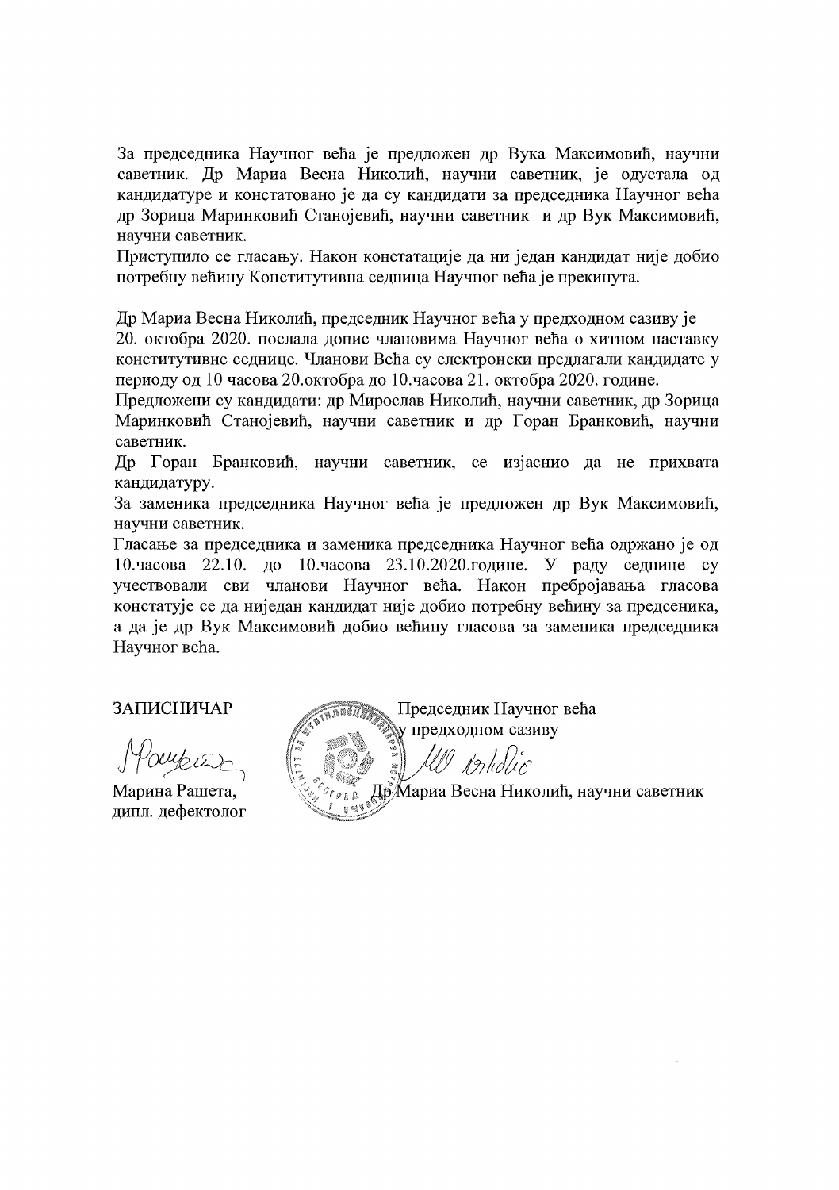За председника Научног већа је предложен др Вука Максимовић, научни саветник. Др Мариа Весна Николић, научни саветник, је одустала од кандидатуре и констатовано је да су кандидати за председника Научног већа др Зорица Маринковић Станојевић, научни саветник и др Вук Максимовић, научни саветник.

Приступило се гласању. Након констатације да ни један кандидат није добио потребну већину Конститутивна седница Научног већа је прекинута.

Др Мариа Весна Николић, председник Научног већа у предходном сазиву је 20. октобра 2020. послала допис члановима Научног већа о хитном наставку конститутивне седнице. Чланови Већа су електронски предлагали кандидате у периоду од 10 часова 20.октобра до 10.часова 21. октобра 2020. године.

Предложени су кандидати: др Мирослав Николић, научни саветник, др Зорица Маринковић Станојевић, научни саветник и др Горан Бранковић, научни саветник.

Др Горан Бранковић, научни саветник, се изјаснио да не прихвата кандидатуру.

За заменика председника Научног већа је предложен др Вук Максимовић, научни саветник.

Гласање за председника и заменика председника Научног већа одржано је од 10.часова 22.10. до 10.часова 23.10.2020.године. У раду седнице су учествовали сви чланови Научног већа. Након пребројавања гласова констатује се да ниједан кандидат није добио потребну већину за предсеника, а да је др Вук Максимовић добио већину гласова за заменика председника Научног већа.

ЗАПИСНИЧАР

Марина Рашета,
дипл. дефектолог

Председник Научног већа
у предходном сазиву

Др Мариа Весна Николић, научни саветник